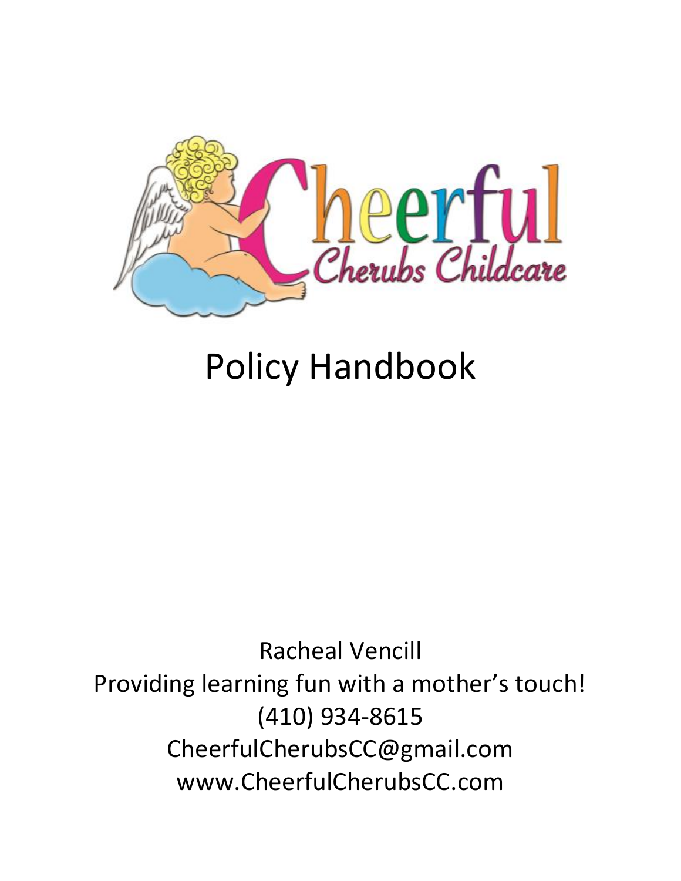# Cheerful Cherubs Childcare

# Policy Handbook

Racheal Vencill

Providing learning fun with a mother's touch!

(410) 934-8615

CheerfulCherubsCC@gmail.com

www.CheerfulCherubsCC.com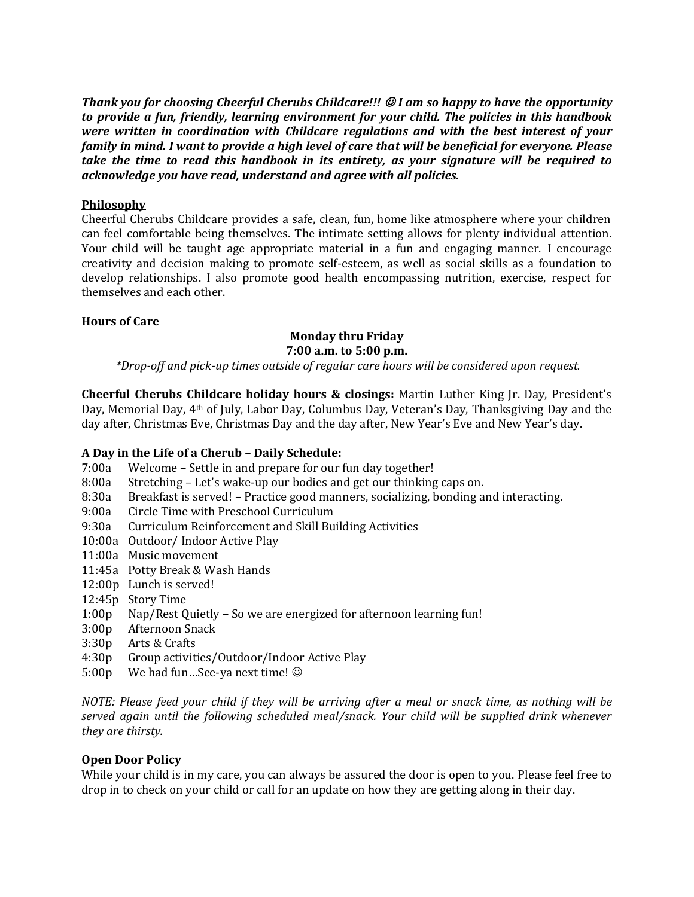***Thank you for choosing Cheerful Cherubs Childcare!!! ☺ I am so happy to have the opportunity to provide a fun, friendly, learning environment for your child. The policies in this handbook were written in coordination with Childcare regulations and with the best interest of your family in mind. I want to provide a high level of care that will be beneficial for everyone. Please take the time to read this handbook in its entirety, as your signature will be required to acknowledge you have read, understand and agree with all policies.***

**Philosophy**

Cheerful Cherubs Childcare provides a safe, clean, fun, home like atmosphere where your children can feel comfortable being themselves. The intimate setting allows for plenty individual attention. Your child will be taught age appropriate material in a fun and engaging manner. I encourage creativity and decision making to promote self-esteem, as well as social skills as a foundation to develop relationships. I also promote good health encompassing nutrition, exercise, respect for themselves and each other.

**Hours of Care**

**Monday thru Friday**
**7:00 a.m. to 5:00 p.m.**

*\*Drop-off and pick-up times outside of regular care hours will be considered upon request.*

**Cheerful Cherubs Childcare holiday hours & closings:** Martin Luther King Jr. Day, President's Day, Memorial Day, 4th of July, Labor Day, Columbus Day, Veteran's Day, Thanksgiving Day and the day after, Christmas Eve, Christmas Day and the day after, New Year's Eve and New Year's day.

**A Day in the Life of a Cherub – Daily Schedule:**

7:00a Welcome – Settle in and prepare for our fun day together!
8:00a Stretching – Let's wake-up our bodies and get our thinking caps on.
8:30a Breakfast is served! – Practice good manners, socializing, bonding and interacting.
9:00a Circle Time with Preschool Curriculum
9:30a Curriculum Reinforcement and Skill Building Activities
10:00a Outdoor/ Indoor Active Play
11:00a Music movement
11:45a Potty Break & Wash Hands
12:00p Lunch is served!
12:45p Story Time
1:00p Nap/Rest Quietly – So we are energized for afternoon learning fun!
3:00p Afternoon Snack
3:30p Arts & Crafts
4:30p Group activities/Outdoor/Indoor Active Play
5:00p We had fun…See-ya next time! ☺

*NOTE: Please feed your child if they will be arriving after a meal or snack time, as nothing will be served again until the following scheduled meal/snack. Your child will be supplied drink whenever they are thirsty.*

**Open Door Policy**

While your child is in my care, you can always be assured the door is open to you. Please feel free to drop in to check on your child or call for an update on how they are getting along in their day.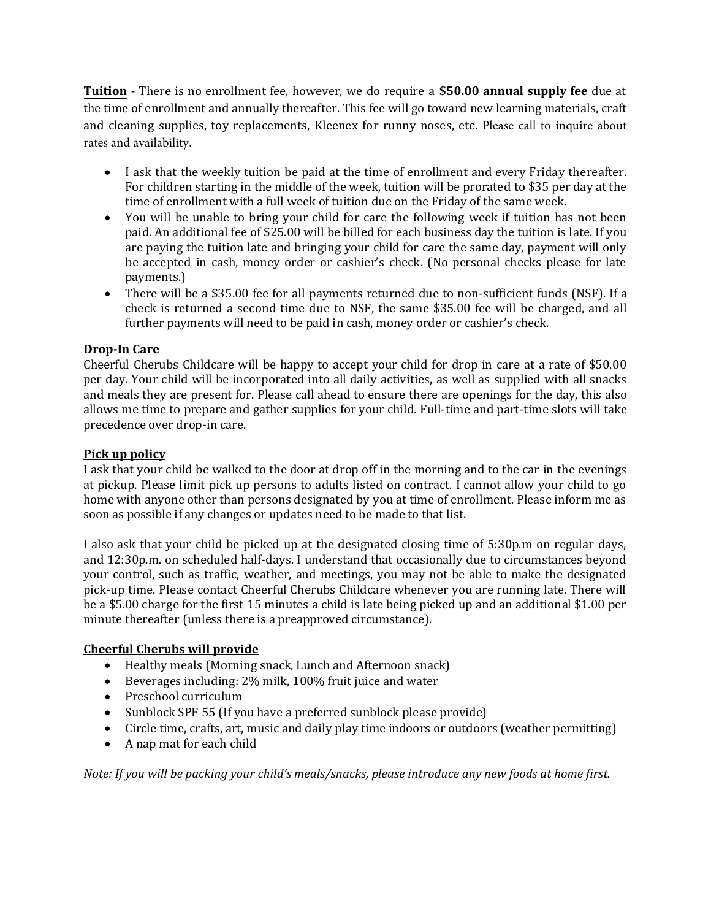**Tuition -** There is no enrollment fee, however, we do require a **$50.00 annual supply fee** due at the time of enrollment and annually thereafter. This fee will go toward new learning materials, craft and cleaning supplies, toy replacements, Kleenex for runny noses, etc. Please call to inquire about rates and availability.

- I ask that the weekly tuition be paid at the time of enrollment and every Friday thereafter. For children starting in the middle of the week, tuition will be prorated to $35 per day at the time of enrollment with a full week of tuition due on the Friday of the same week.
- You will be unable to bring your child for care the following week if tuition has not been paid. An additional fee of $25.00 will be billed for each business day the tuition is late. If you are paying the tuition late and bringing your child for care the same day, payment will only be accepted in cash, money order or cashier's check. (No personal checks please for late payments.)
- There will be a $35.00 fee for all payments returned due to non-sufficient funds (NSF). If a check is returned a second time due to NSF, the same $35.00 fee will be charged, and all further payments will need to be paid in cash, money order or cashier's check.

**Drop-In Care**

Cheerful Cherubs Childcare will be happy to accept your child for drop in care at a rate of $50.00 per day. Your child will be incorporated into all daily activities, as well as supplied with all snacks and meals they are present for. Please call ahead to ensure there are openings for the day, this also allows me time to prepare and gather supplies for your child. Full-time and part-time slots will take precedence over drop-in care.

**Pick up policy**

I ask that your child be walked to the door at drop off in the morning and to the car in the evenings at pickup. Please limit pick up persons to adults listed on contract. I cannot allow your child to go home with anyone other than persons designated by you at time of enrollment. Please inform me as soon as possible if any changes or updates need to be made to that list.

I also ask that your child be picked up at the designated closing time of 5:30p.m on regular days, and 12:30p.m. on scheduled half-days. I understand that occasionally due to circumstances beyond your control, such as traffic, weather, and meetings, you may not be able to make the designated pick-up time. Please contact Cheerful Cherubs Childcare whenever you are running late. There will be a $5.00 charge for the first 15 minutes a child is late being picked up and an additional $1.00 per minute thereafter (unless there is a preapproved circumstance).

**Cheerful Cherubs will provide**

- Healthy meals (Morning snack, Lunch and Afternoon snack)
- Beverages including: 2% milk, 100% fruit juice and water
- Preschool curriculum
- Sunblock SPF 55 (If you have a preferred sunblock please provide)
- Circle time, crafts, art, music and daily play time indoors or outdoors (weather permitting)
- A nap mat for each child

*Note: If you will be packing your child's meals/snacks, please introduce any new foods at home first.*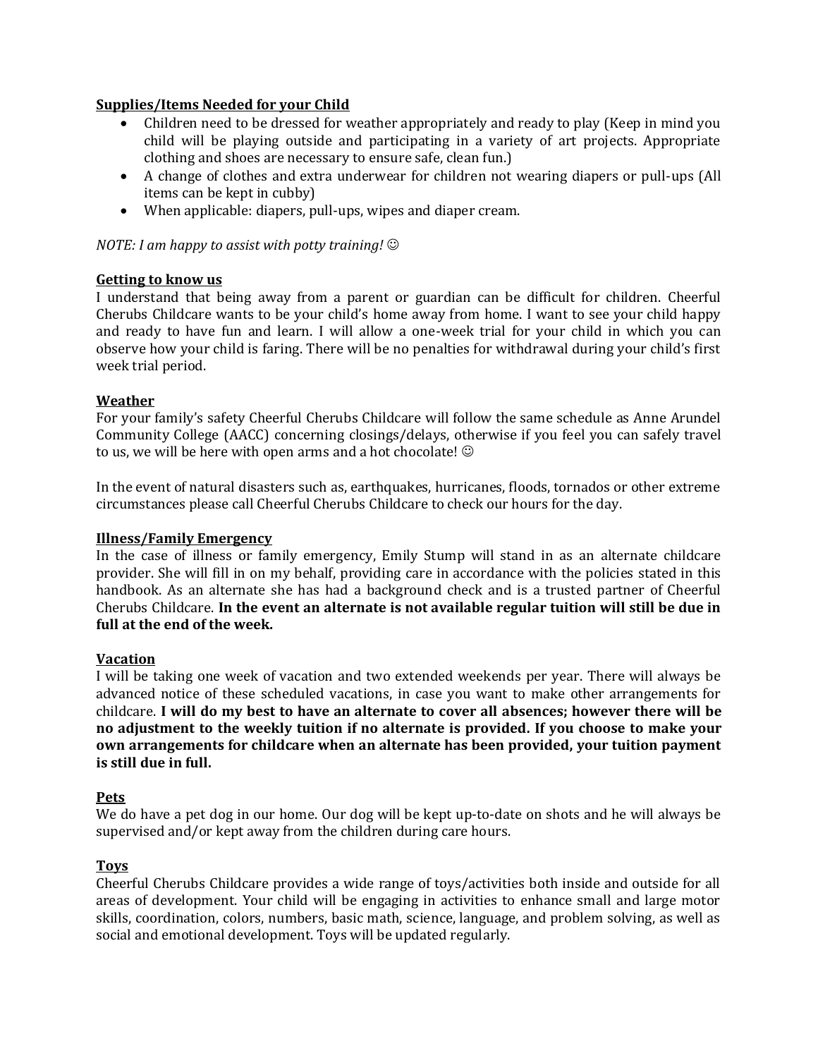## Supplies/Items Needed for your Child

- Children need to be dressed for weather appropriately and ready to play (Keep in mind you child will be playing outside and participating in a variety of art projects. Appropriate clothing and shoes are necessary to ensure safe, clean fun.)
- A change of clothes and extra underwear for children not wearing diapers or pull-ups (All items can be kept in cubby)
- When applicable: diapers, pull-ups, wipes and diaper cream.

*NOTE: I am happy to assist with potty training!* ☺

## Getting to know us

I understand that being away from a parent or guardian can be difficult for children. Cheerful Cherubs Childcare wants to be your child's home away from home. I want to see your child happy and ready to have fun and learn. I will allow a one-week trial for your child in which you can observe how your child is faring. There will be no penalties for withdrawal during your child's first week trial period.

## Weather

For your family's safety Cheerful Cherubs Childcare will follow the same schedule as Anne Arundel Community College (AACC) concerning closings/delays, otherwise if you feel you can safely travel to us, we will be here with open arms and a hot chocolate! ☺

In the event of natural disasters such as, earthquakes, hurricanes, floods, tornados or other extreme circumstances please call Cheerful Cherubs Childcare to check our hours for the day.

## Illness/Family Emergency

In the case of illness or family emergency, Emily Stump will stand in as an alternate childcare provider. She will fill in on my behalf, providing care in accordance with the policies stated in this handbook. As an alternate she has had a background check and is a trusted partner of Cheerful Cherubs Childcare. **In the event an alternate is not available regular tuition will still be due in full at the end of the week.**

## Vacation

I will be taking one week of vacation and two extended weekends per year. There will always be advanced notice of these scheduled vacations, in case you want to make other arrangements for childcare. **I will do my best to have an alternate to cover all absences; however there will be no adjustment to the weekly tuition if no alternate is provided. If you choose to make your own arrangements for childcare when an alternate has been provided, your tuition payment is still due in full.**

## Pets

We do have a pet dog in our home. Our dog will be kept up-to-date on shots and he will always be supervised and/or kept away from the children during care hours.

## Toys

Cheerful Cherubs Childcare provides a wide range of toys/activities both inside and outside for all areas of development. Your child will be engaging in activities to enhance small and large motor skills, coordination, colors, numbers, basic math, science, language, and problem solving, as well as social and emotional development. Toys will be updated regularly.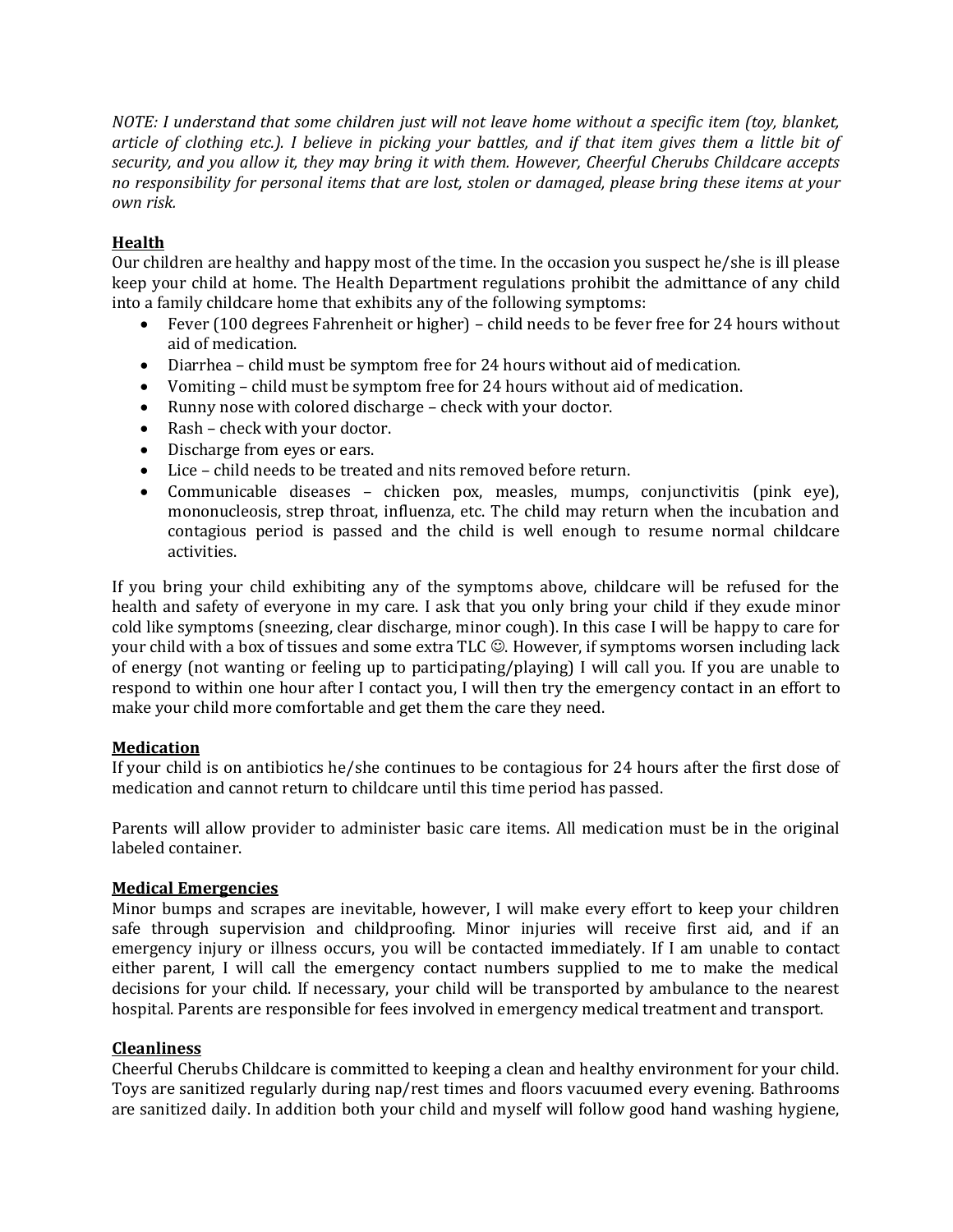*NOTE: I understand that some children just will not leave home without a specific item (toy, blanket, article of clothing etc.). I believe in picking your battles, and if that item gives them a little bit of security, and you allow it, they may bring it with them. However, Cheerful Cherubs Childcare accepts no responsibility for personal items that are lost, stolen or damaged, please bring these items at your own risk.*

## Health

Our children are healthy and happy most of the time. In the occasion you suspect he/she is ill please keep your child at home. The Health Department regulations prohibit the admittance of any child into a family childcare home that exhibits any of the following symptoms:

- Fever (100 degrees Fahrenheit or higher) – child needs to be fever free for 24 hours without aid of medication.
- Diarrhea – child must be symptom free for 24 hours without aid of medication.
- Vomiting – child must be symptom free for 24 hours without aid of medication.
- Runny nose with colored discharge – check with your doctor.
- Rash – check with your doctor.
- Discharge from eyes or ears.
- Lice – child needs to be treated and nits removed before return.
- Communicable diseases – chicken pox, measles, mumps, conjunctivitis (pink eye), mononucleosis, strep throat, influenza, etc. The child may return when the incubation and contagious period is passed and the child is well enough to resume normal childcare activities.

If you bring your child exhibiting any of the symptoms above, childcare will be refused for the health and safety of everyone in my care. I ask that you only bring your child if they exude minor cold like symptoms (sneezing, clear discharge, minor cough). In this case I will be happy to care for your child with a box of tissues and some extra TLC ☺. However, if symptoms worsen including lack of energy (not wanting or feeling up to participating/playing) I will call you. If you are unable to respond to within one hour after I contact you, I will then try the emergency contact in an effort to make your child more comfortable and get them the care they need.

## Medication

If your child is on antibiotics he/she continues to be contagious for 24 hours after the first dose of medication and cannot return to childcare until this time period has passed.

Parents will allow provider to administer basic care items. All medication must be in the original labeled container.

## Medical Emergencies

Minor bumps and scrapes are inevitable, however, I will make every effort to keep your children safe through supervision and childproofing. Minor injuries will receive first aid, and if an emergency injury or illness occurs, you will be contacted immediately. If I am unable to contact either parent, I will call the emergency contact numbers supplied to me to make the medical decisions for your child. If necessary, your child will be transported by ambulance to the nearest hospital. Parents are responsible for fees involved in emergency medical treatment and transport.

## Cleanliness

Cheerful Cherubs Childcare is committed to keeping a clean and healthy environment for your child. Toys are sanitized regularly during nap/rest times and floors vacuumed every evening. Bathrooms are sanitized daily. In addition both your child and myself will follow good hand washing hygiene,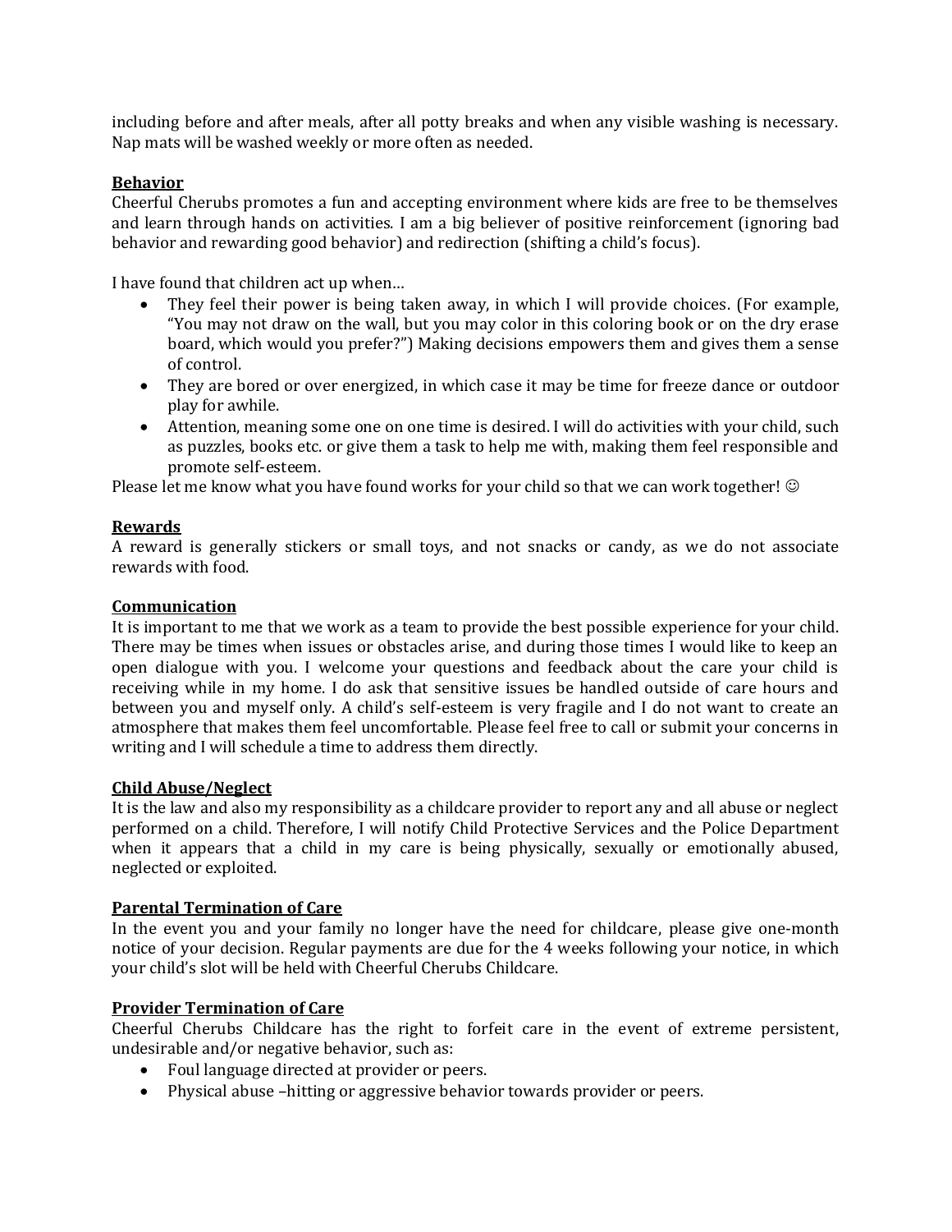including before and after meals, after all potty breaks and when any visible washing is necessary. Nap mats will be washed weekly or more often as needed.

**Behavior**

Cheerful Cherubs promotes a fun and accepting environment where kids are free to be themselves and learn through hands on activities. I am a big believer of positive reinforcement (ignoring bad behavior and rewarding good behavior) and redirection (shifting a child's focus).

I have found that children act up when…

- They feel their power is being taken away, in which I will provide choices. (For example, "You may not draw on the wall, but you may color in this coloring book or on the dry erase board, which would you prefer?") Making decisions empowers them and gives them a sense of control.
- They are bored or over energized, in which case it may be time for freeze dance or outdoor play for awhile.
- Attention, meaning some one on one time is desired. I will do activities with your child, such as puzzles, books etc. or give them a task to help me with, making them feel responsible and promote self-esteem.

Please let me know what you have found works for your child so that we can work together! ☺

**Rewards**

A reward is generally stickers or small toys, and not snacks or candy, as we do not associate rewards with food.

**Communication**

It is important to me that we work as a team to provide the best possible experience for your child. There may be times when issues or obstacles arise, and during those times I would like to keep an open dialogue with you. I welcome your questions and feedback about the care your child is receiving while in my home. I do ask that sensitive issues be handled outside of care hours and between you and myself only. A child's self-esteem is very fragile and I do not want to create an atmosphere that makes them feel uncomfortable. Please feel free to call or submit your concerns in writing and I will schedule a time to address them directly.

**Child Abuse/Neglect**

It is the law and also my responsibility as a childcare provider to report any and all abuse or neglect performed on a child. Therefore, I will notify Child Protective Services and the Police Department when it appears that a child in my care is being physically, sexually or emotionally abused, neglected or exploited.

**Parental Termination of Care**

In the event you and your family no longer have the need for childcare, please give one-month notice of your decision. Regular payments are due for the 4 weeks following your notice, in which your child's slot will be held with Cheerful Cherubs Childcare.

**Provider Termination of Care**

Cheerful Cherubs Childcare has the right to forfeit care in the event of extreme persistent, undesirable and/or negative behavior, such as:

- Foul language directed at provider or peers.
- Physical abuse –hitting or aggressive behavior towards provider or peers.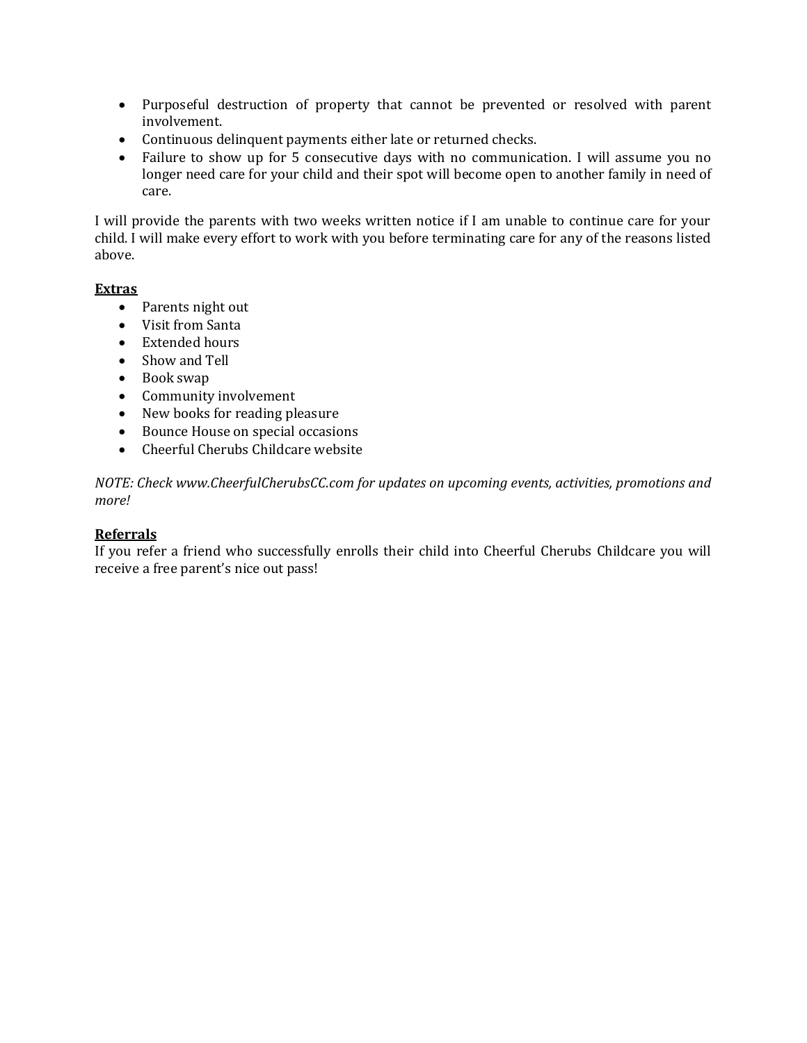- Purposeful destruction of property that cannot be prevented or resolved with parent involvement.
- Continuous delinquent payments either late or returned checks.
- Failure to show up for 5 consecutive days with no communication. I will assume you no longer need care for your child and their spot will become open to another family in need of care.

I will provide the parents with two weeks written notice if I am unable to continue care for your child. I will make every effort to work with you before terminating care for any of the reasons listed above.

**Extras**

- Parents night out
- Visit from Santa
- Extended hours
- Show and Tell
- Book swap
- Community involvement
- New books for reading pleasure
- Bounce House on special occasions
- Cheerful Cherubs Childcare website

*NOTE: Check www.CheerfulCherubsCC.com for updates on upcoming events, activities, promotions and more!*

**Referrals**

If you refer a friend who successfully enrolls their child into Cheerful Cherubs Childcare you will receive a free parent's nice out pass!